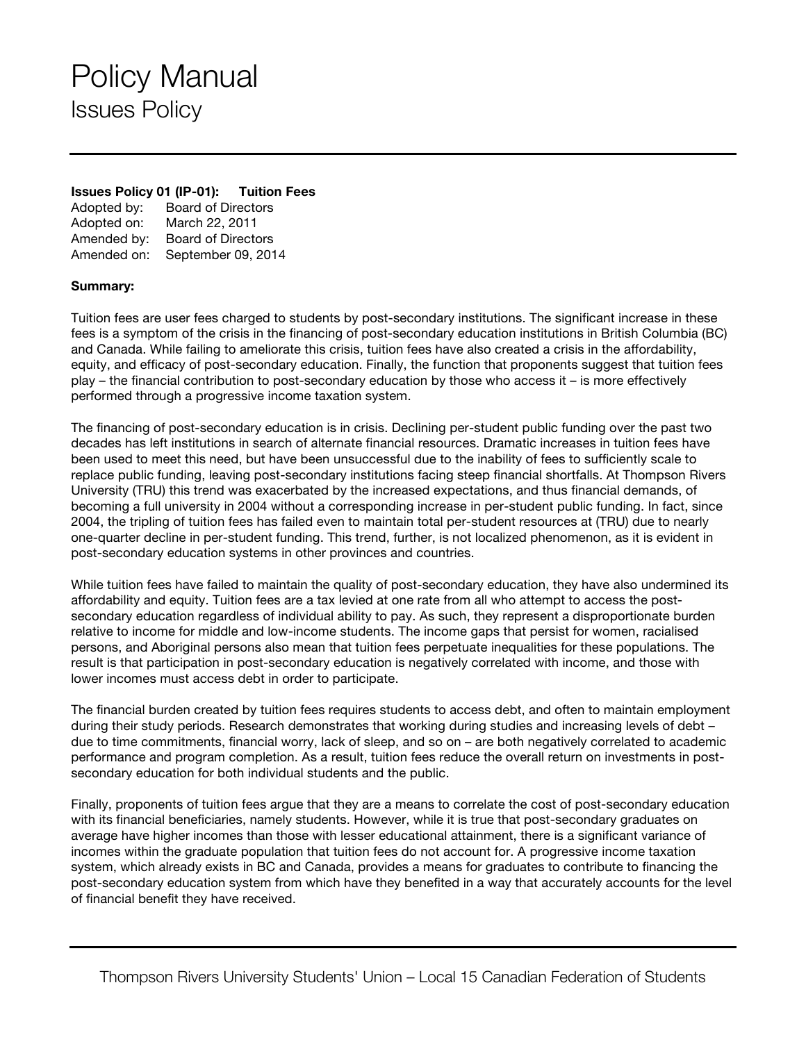# Policy Manual

## Issues Policy

**Issues Policy 01 (IP-01): Tuition Fees**

Adopted by: Board of Directors
Adopted on: March 22, 2011
Amended by: Board of Directors
Amended on: September 09, 2014

**Summary:**

Tuition fees are user fees charged to students by post-secondary institutions. The significant increase in these fees is a symptom of the crisis in the financing of post-secondary education institutions in British Columbia (BC) and Canada. While failing to ameliorate this crisis, tuition fees have also created a crisis in the affordability, equity, and efficacy of post-secondary education. Finally, the function that proponents suggest that tuition fees play – the financial contribution to post-secondary education by those who access it – is more effectively performed through a progressive income taxation system.

The financing of post-secondary education is in crisis. Declining per-student public funding over the past two decades has left institutions in search of alternate financial resources. Dramatic increases in tuition fees have been used to meet this need, but have been unsuccessful due to the inability of fees to sufficiently scale to replace public funding, leaving post-secondary institutions facing steep financial shortfalls. At Thompson Rivers University (TRU) this trend was exacerbated by the increased expectations, and thus financial demands, of becoming a full university in 2004 without a corresponding increase in per-student public funding. In fact, since 2004, the tripling of tuition fees has failed even to maintain total per-student resources at (TRU) due to nearly one-quarter decline in per-student funding. This trend, further, is not localized phenomenon, as it is evident in post-secondary education systems in other provinces and countries.

While tuition fees have failed to maintain the quality of post-secondary education, they have also undermined its affordability and equity. Tuition fees are a tax levied at one rate from all who attempt to access the post-secondary education regardless of individual ability to pay. As such, they represent a disproportionate burden relative to income for middle and low-income students. The income gaps that persist for women, racialised persons, and Aboriginal persons also mean that tuition fees perpetuate inequalities for these populations. The result is that participation in post-secondary education is negatively correlated with income, and those with lower incomes must access debt in order to participate.

The financial burden created by tuition fees requires students to access debt, and often to maintain employment during their study periods. Research demonstrates that working during studies and increasing levels of debt – due to time commitments, financial worry, lack of sleep, and so on – are both negatively correlated to academic performance and program completion. As a result, tuition fees reduce the overall return on investments in post-secondary education for both individual students and the public.

Finally, proponents of tuition fees argue that they are a means to correlate the cost of post-secondary education with its financial beneficiaries, namely students. However, while it is true that post-secondary graduates on average have higher incomes than those with lesser educational attainment, there is a significant variance of incomes within the graduate population that tuition fees do not account for. A progressive income taxation system, which already exists in BC and Canada, provides a means for graduates to contribute to financing the post-secondary education system from which have they benefited in a way that accurately accounts for the level of financial benefit they have received.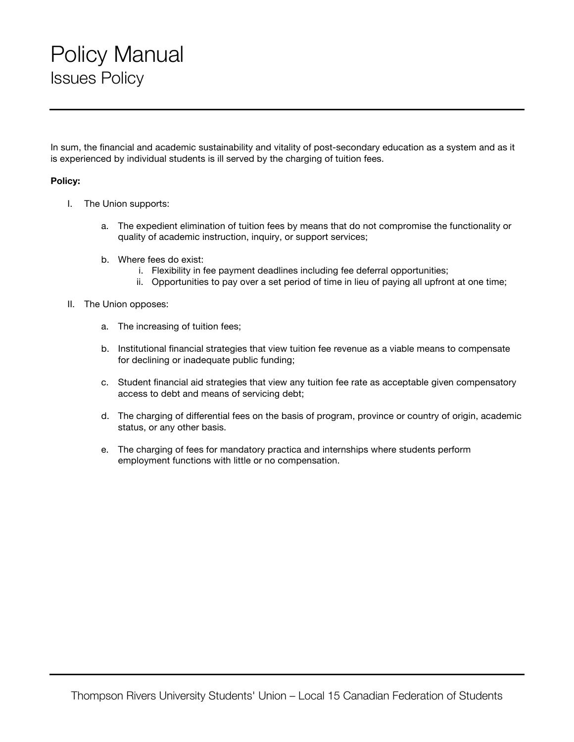In sum, the financial and academic sustainability and vitality of post-secondary education as a system and as it is experienced by individual students is ill served by the charging of tuition fees.

**Policy:**

I. The Union supports:

   a. The expedient elimination of tuition fees by means that do not compromise the functionality or quality of academic instruction, inquiry, or support services;

   b. Where fees do exist:
      i. Flexibility in fee payment deadlines including fee deferral opportunities;
      ii. Opportunities to pay over a set period of time in lieu of paying all upfront at one time;

II. The Union opposes:

   a. The increasing of tuition fees;

   b. Institutional financial strategies that view tuition fee revenue as a viable means to compensate for declining or inadequate public funding;

   c. Student financial aid strategies that view any tuition fee rate as acceptable given compensatory access to debt and means of servicing debt;

   d. The charging of differential fees on the basis of program, province or country of origin, academic status, or any other basis.

   e. The charging of fees for mandatory practica and internships where students perform employment functions with little or no compensation.